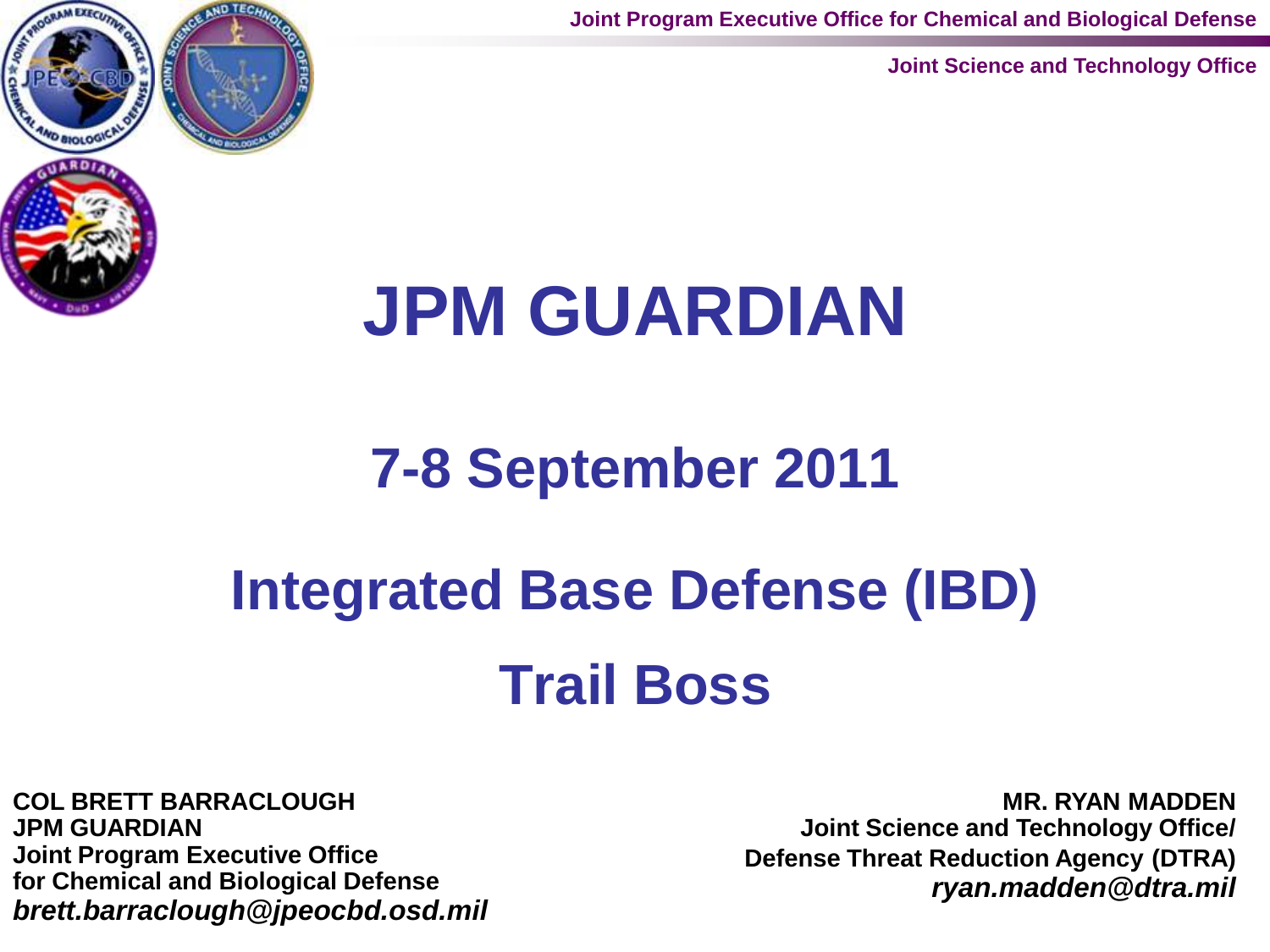Joint Program Executive Office for Chemical and Biological Defense

Joint Science and Technology Office

# JPM GUARDIAN

## 7-8 September 2011

## Integrated Base Defense (IBD)

## Trail Boss

**COL BRETT BARRACLOUGH**
**JPM GUARDIAN**
**Joint Program Executive Office**
**for Chemical and Biological Defense**
***brett.barraclough@jpeocbd.osd.mil***

**MR. RYAN MADDEN**
**Joint Science and Technology Office/**
**Defense Threat Reduction Agency (DTRA)**
***ryan.madden@dtra.mil***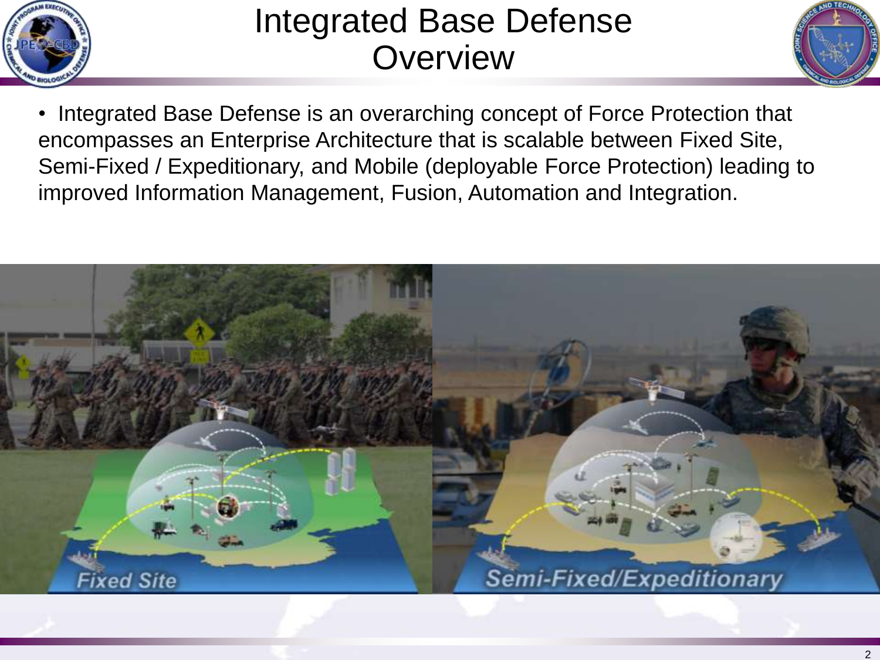# Integrated Base Defense Overview

- Integrated Base Defense is an overarching concept of Force Protection that encompasses an Enterprise Architecture that is scalable between Fixed Site, Semi-Fixed / Expeditionary, and Mobile (deployable Force Protection) leading to improved Information Management, Fusion, Automation and Integration.

Fixed Site

Semi-Fixed/Expeditionary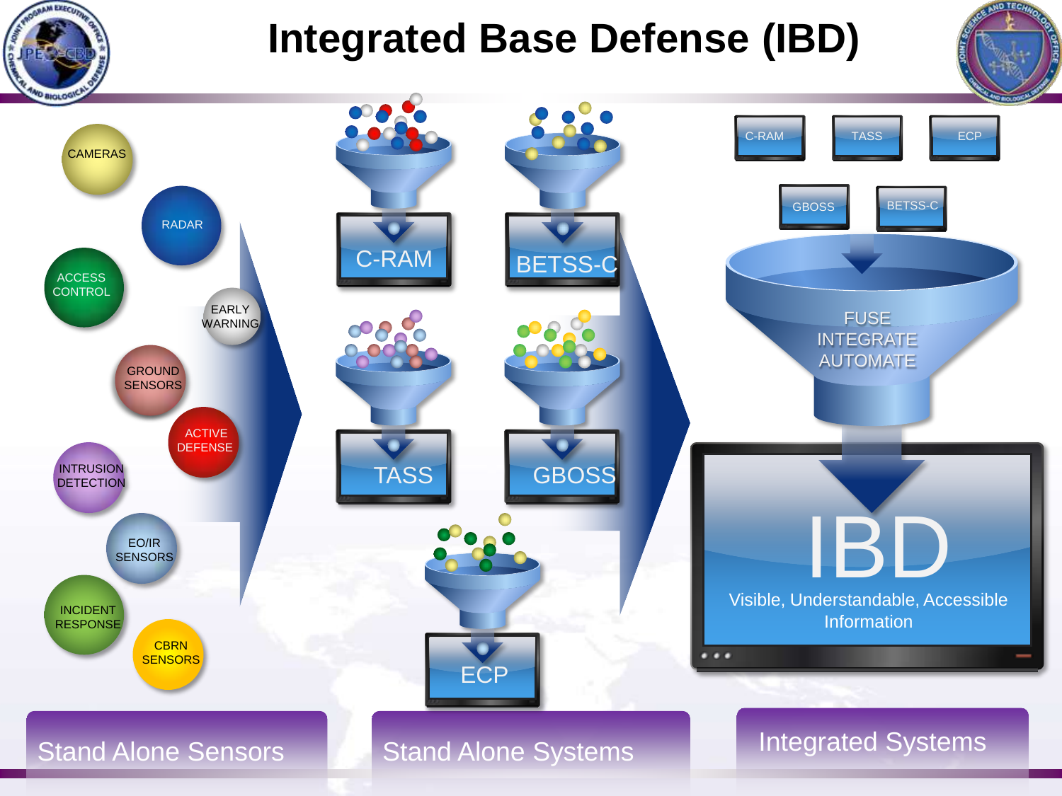# Integrated Base Defense (IBD)

CAMERAS

RADAR

ACCESS CONTROL

EARLY WARNING

GROUND SENSORS

ACTIVE DEFENSE

INTRUSION DETECTION

EO/IR SENSORS

INCIDENT RESPONSE

CBRN SENSORS

C-RAM

BETSS-C

TASS

GBOSS

ECP

C-RAM TASS ECP

GBOSS BETSS-C

FUSE INTEGRATE AUTOMATE

IBD

Visible, Understandable, Accessible Information

Stand Alone Sensors

Stand Alone Systems

Integrated Systems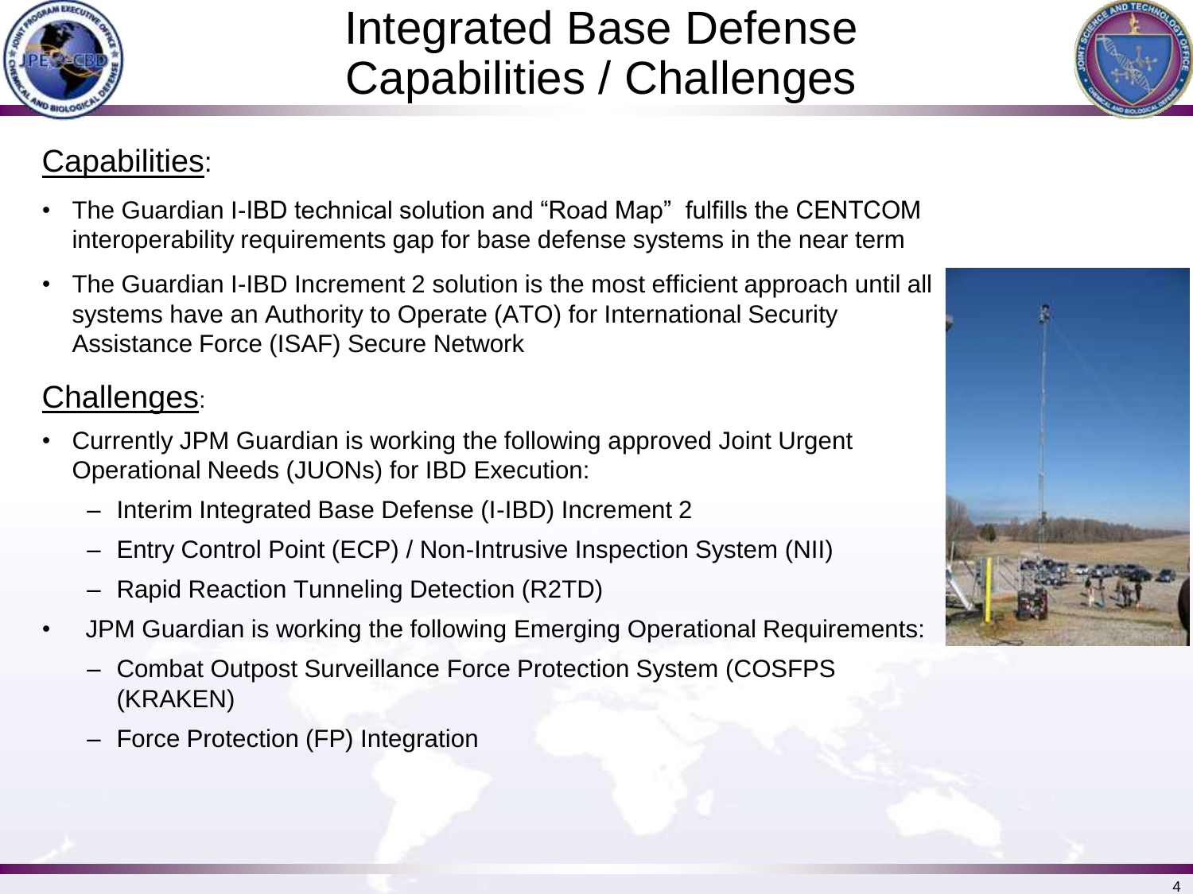# Integrated Base Defense Capabilities / Challenges

## Capabilities:

- The Guardian I-IBD technical solution and "Road Map" fulfills the CENTCOM interoperability requirements gap for base defense systems in the near term
- The Guardian I-IBD Increment 2 solution is the most efficient approach until all systems have an Authority to Operate (ATO) for International Security Assistance Force (ISAF) Secure Network

## Challenges:

- Currently JPM Guardian is working the following approved Joint Urgent Operational Needs (JUONs) for IBD Execution:
  - Interim Integrated Base Defense (I-IBD) Increment 2
  - Entry Control Point (ECP) / Non-Intrusive Inspection System (NII)
  - Rapid Reaction Tunneling Detection (R2TD)
- JPM Guardian is working the following Emerging Operational Requirements:
  - Combat Outpost Surveillance Force Protection System (COSFPS (KRAKEN)
  - Force Protection (FP) Integration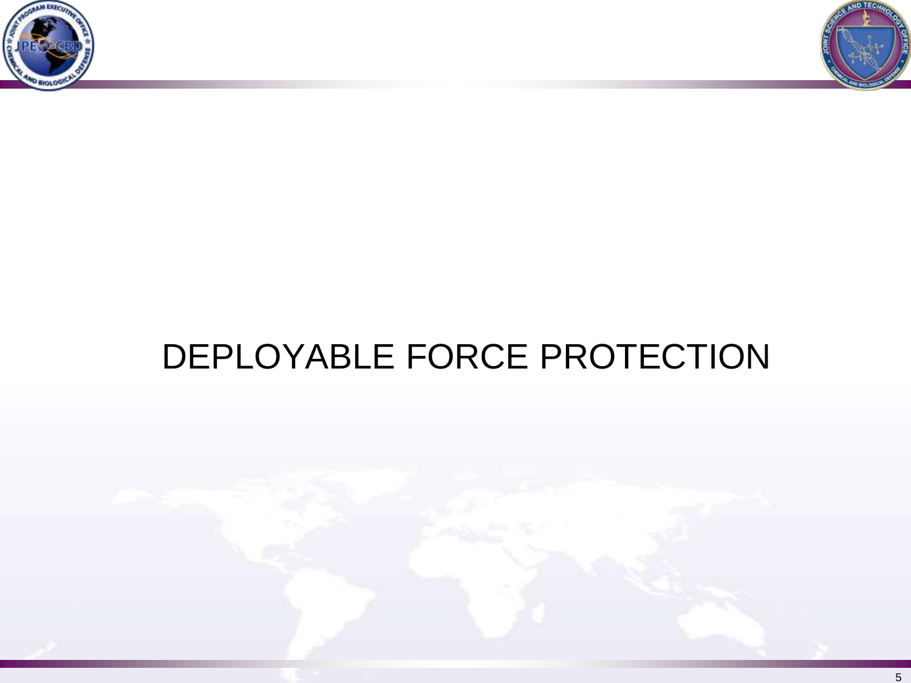# DEPLOYABLE FORCE PROTECTION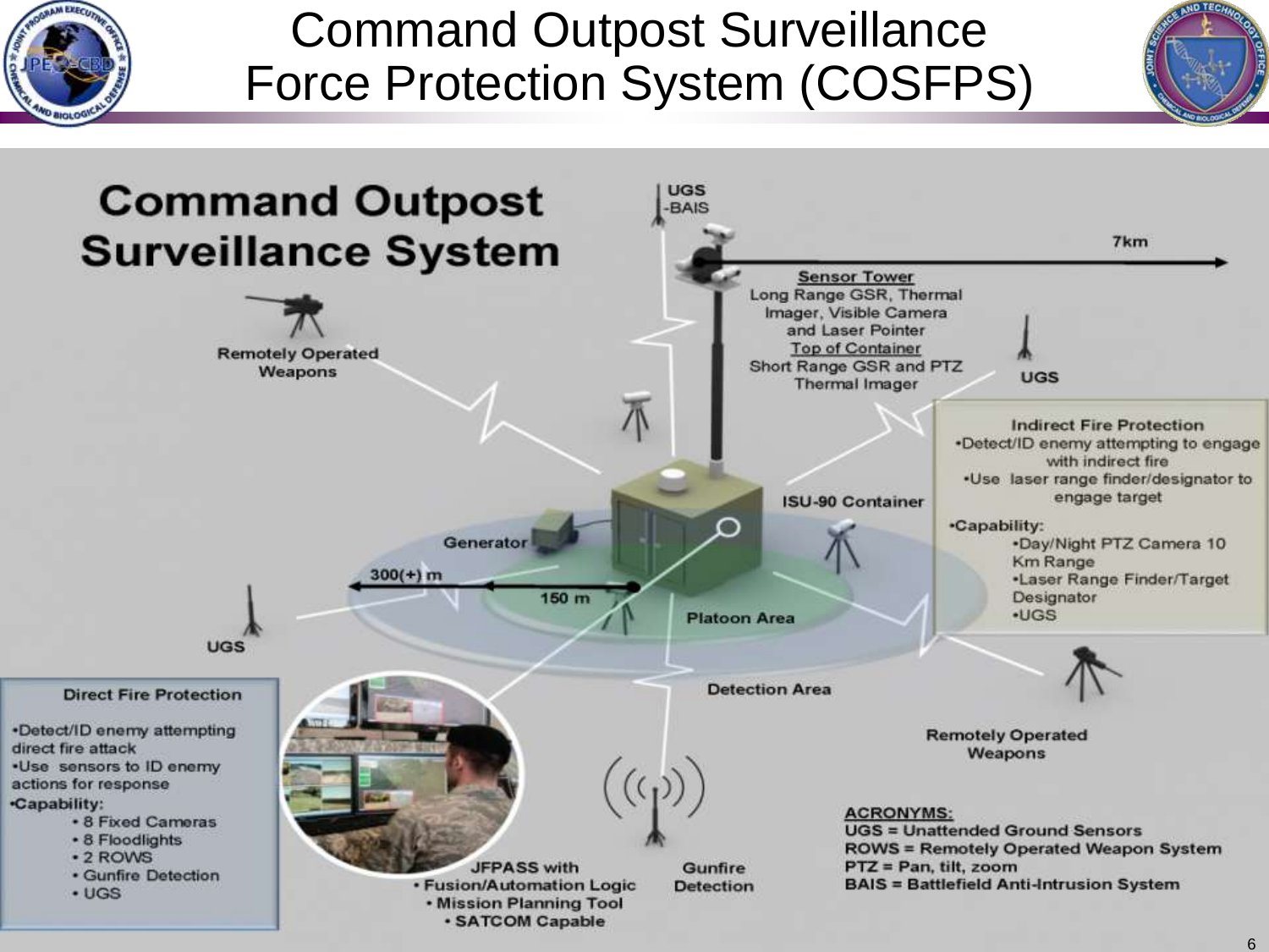# Command Outpost Surveillance Force Protection System (COSFPS)

## Command Outpost Surveillance System

UGS -BAIS

7km

Sensor Tower
Long Range GSR, Thermal Imager, Visible Camera and Laser Pointer
Top of Container
Short Range GSR and PTZ Thermal Imager

Remotely Operated Weapons

UGS

**Indirect Fire Protection**

- Detect/ID enemy attempting to engage with indirect fire
- Use laser range finder/designator to engage target
- Capability:
  - Day/Night PTZ Camera 10 Km Range
  - Laser Range Finder/Target Designator
  - UGS

ISU-90 Container

Generator

300(+) m

150 m

Platoon Area

UGS

Detection Area

**Direct Fire Protection**

- Detect/ID enemy attempting direct fire attack
- Use sensors to ID enemy actions for response
- Capability:
  - 8 Fixed Cameras
  - 8 Floodlights
  - 2 ROWS
  - Gunfire Detection
  - UGS

Remotely Operated Weapons

JFPASS with
- Fusion/Automation Logic
- Mission Planning Tool
- SATCOM Capable

Gunfire Detection

**ACRONYMS:**
UGS = Unattended Ground Sensors
ROWS = Remotely Operated Weapon System
PTZ = Pan, tilt, zoom
BAIS = Battlefield Anti-Intrusion System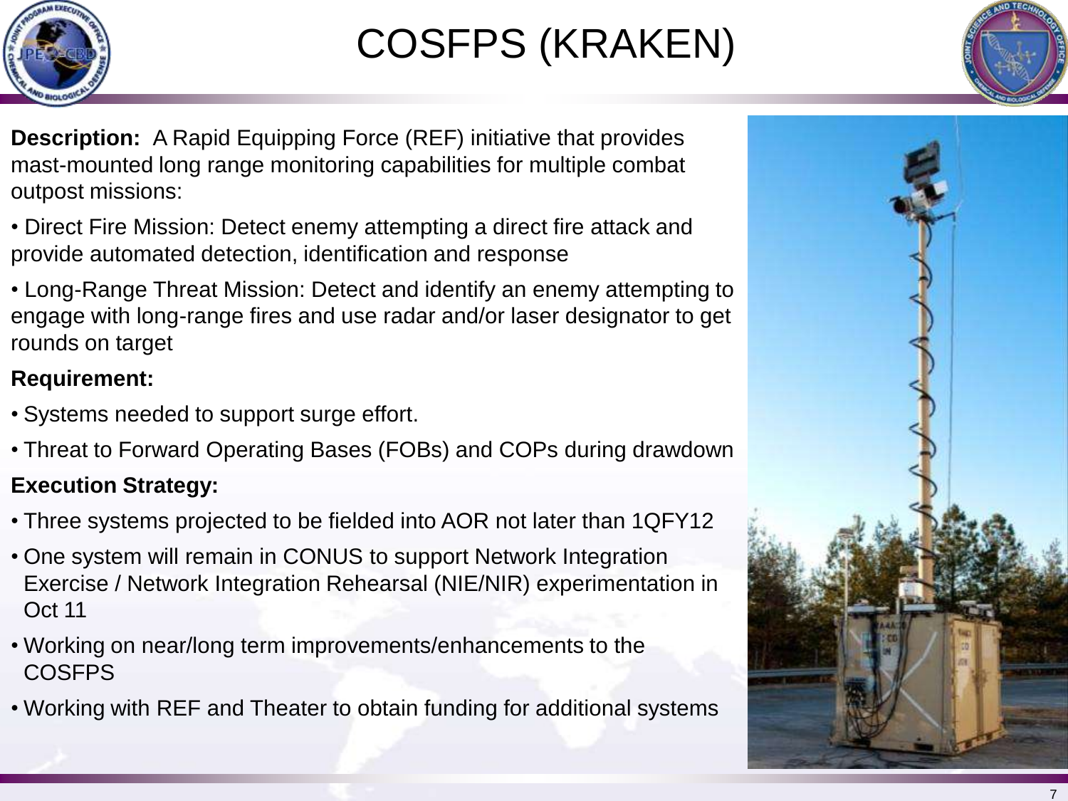# COSFPS (KRAKEN)

**Description:** A Rapid Equipping Force (REF) initiative that provides mast-mounted long range monitoring capabilities for multiple combat outpost missions:

- Direct Fire Mission: Detect enemy attempting a direct fire attack and provide automated detection, identification and response
- Long-Range Threat Mission: Detect and identify an enemy attempting to engage with long-range fires and use radar and/or laser designator to get rounds on target

**Requirement:**

- Systems needed to support surge effort.
- Threat to Forward Operating Bases (FOBs) and COPs during drawdown

**Execution Strategy:**

- Three systems projected to be fielded into AOR not later than 1QFY12
- One system will remain in CONUS to support Network Integration Exercise / Network Integration Rehearsal (NIE/NIR) experimentation in Oct 11
- Working on near/long term improvements/enhancements to the COSFPS
- Working with REF and Theater to obtain funding for additional systems